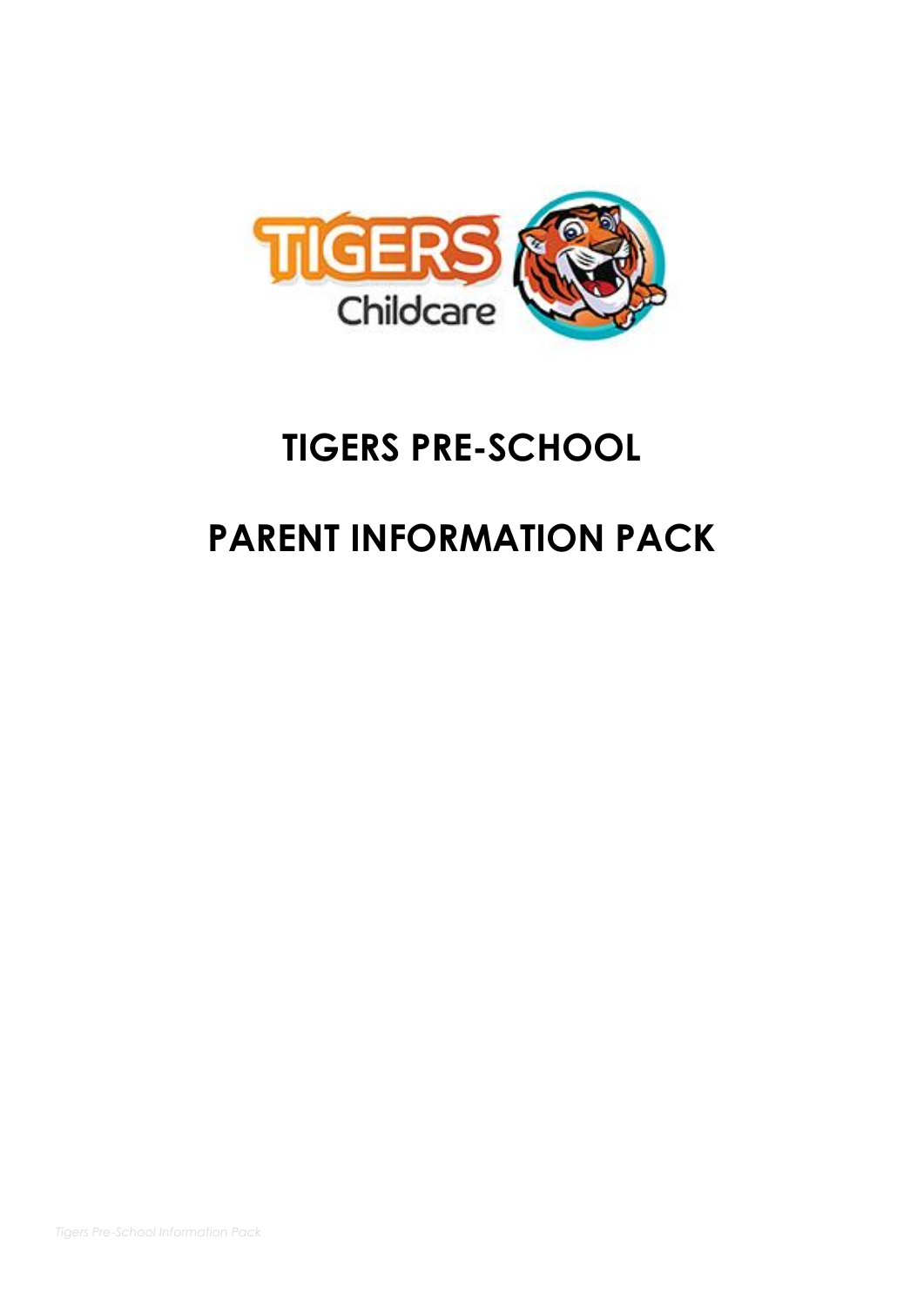# TIGERS PRE-SCHOOL

# PARENT INFORMATION PACK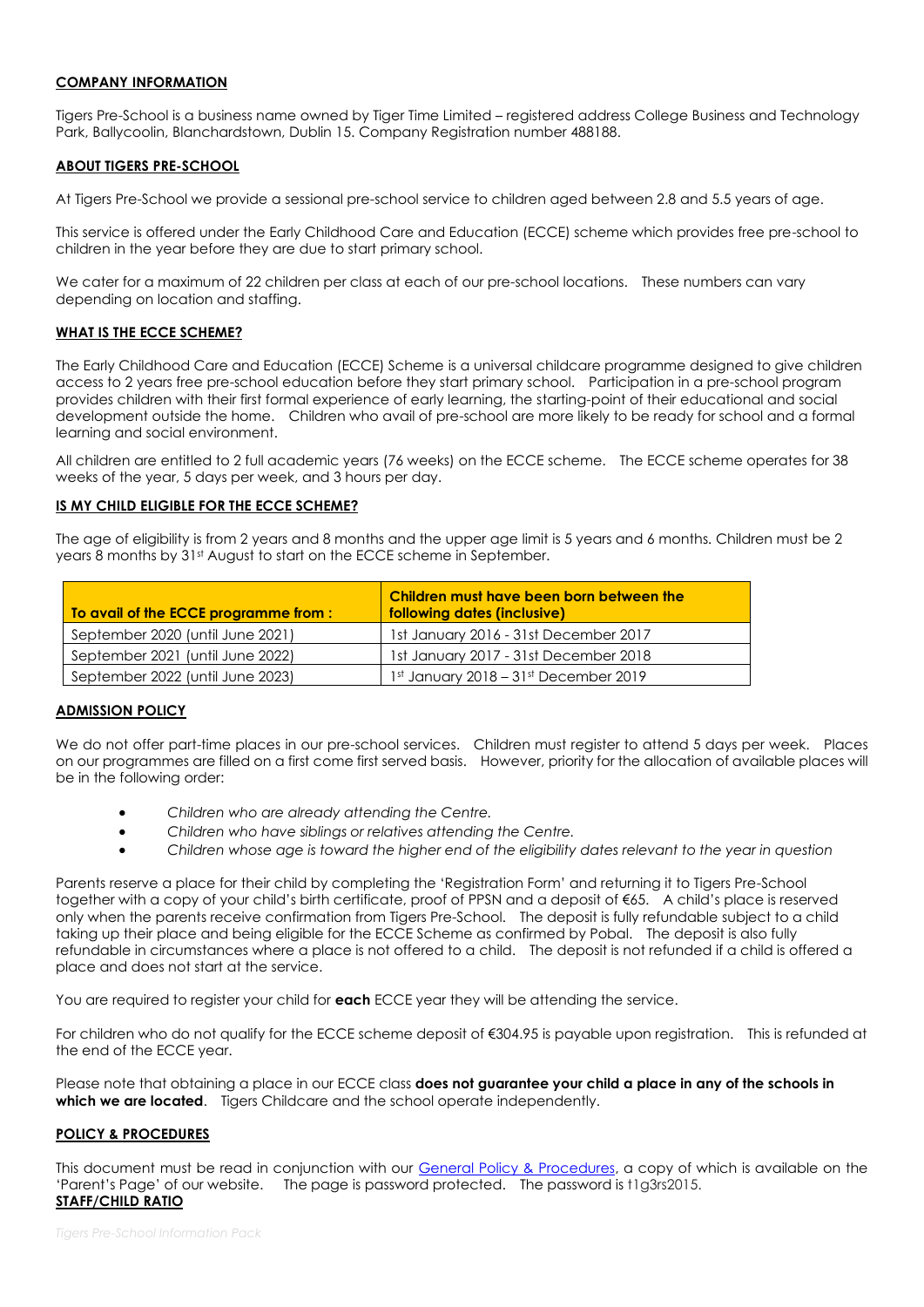**COMPANY INFORMATION**

Tigers Pre-School is a business name owned by Tiger Time Limited – registered address College Business and Technology Park, Ballycoolin, Blanchardstown, Dublin 15. Company Registration number 488188.

**ABOUT TIGERS PRE-SCHOOL**

At Tigers Pre-School we provide a sessional pre-school service to children aged between 2.8 and 5.5 years of age.

This service is offered under the Early Childhood Care and Education (ECCE) scheme which provides free pre-school to children in the year before they are due to start primary school.

We cater for a maximum of 22 children per class at each of our pre-school locations. These numbers can vary depending on location and staffing.

**WHAT IS THE ECCE SCHEME?**

The Early Childhood Care and Education (ECCE) Scheme is a universal childcare programme designed to give children access to 2 years free pre-school education before they start primary school. Participation in a pre-school program provides children with their first formal experience of early learning, the starting-point of their educational and social development outside the home. Children who avail of pre-school are more likely to be ready for school and a formal learning and social environment.

All children are entitled to 2 full academic years (76 weeks) on the ECCE scheme. The ECCE scheme operates for 38 weeks of the year, 5 days per week, and 3 hours per day.

**IS MY CHILD ELIGIBLE FOR THE ECCE SCHEME?**

The age of eligibility is from 2 years and 8 months and the upper age limit is 5 years and 6 months. Children must be 2 years 8 months by 31st August to start on the ECCE scheme in September.

| To avail of the ECCE programme from : | Children must have been born between the following dates (inclusive) |
|---|---|
| September 2020 (until June 2021) | 1st January 2016 - 31st December 2017 |
| September 2021 (until June 2022) | 1st January 2017 - 31st December 2018 |
| September 2022 (until June 2023) | 1st January 2018 – 31st December 2019 |

**ADMISSION POLICY**

We do not offer part-time places in our pre-school services. Children must register to attend 5 days per week. Places on our programmes are filled on a first come first served basis. However, priority for the allocation of available places will be in the following order:

- *Children who are already attending the Centre.*
- *Children who have siblings or relatives attending the Centre.*
- *Children whose age is toward the higher end of the eligibility dates relevant to the year in question*

Parents reserve a place for their child by completing the 'Registration Form' and returning it to Tigers Pre-School together with a copy of your child's birth certificate, proof of PPSN and a deposit of €65. A child's place is reserved only when the parents receive confirmation from Tigers Pre-School. The deposit is fully refundable subject to a child taking up their place and being eligible for the ECCE Scheme as confirmed by Pobal. The deposit is also fully refundable in circumstances where a place is not offered to a child. The deposit is not refunded if a child is offered a place and does not start at the service.

You are required to register your child for **each** ECCE year they will be attending the service.

For children who do not qualify for the ECCE scheme deposit of €304.95 is payable upon registration. This is refunded at the end of the ECCE year.

Please note that obtaining a place in our ECCE class **does not guarantee your child a place in any of the schools in which we are located**. Tigers Childcare and the school operate independently.

**POLICY & PROCEDURES**

This document must be read in conjunction with our General Policy & Procedures, a copy of which is available on the 'Parent's Page' of our website. The page is password protected. The password is t1g3rs2015.

**STAFF/CHILD RATIO**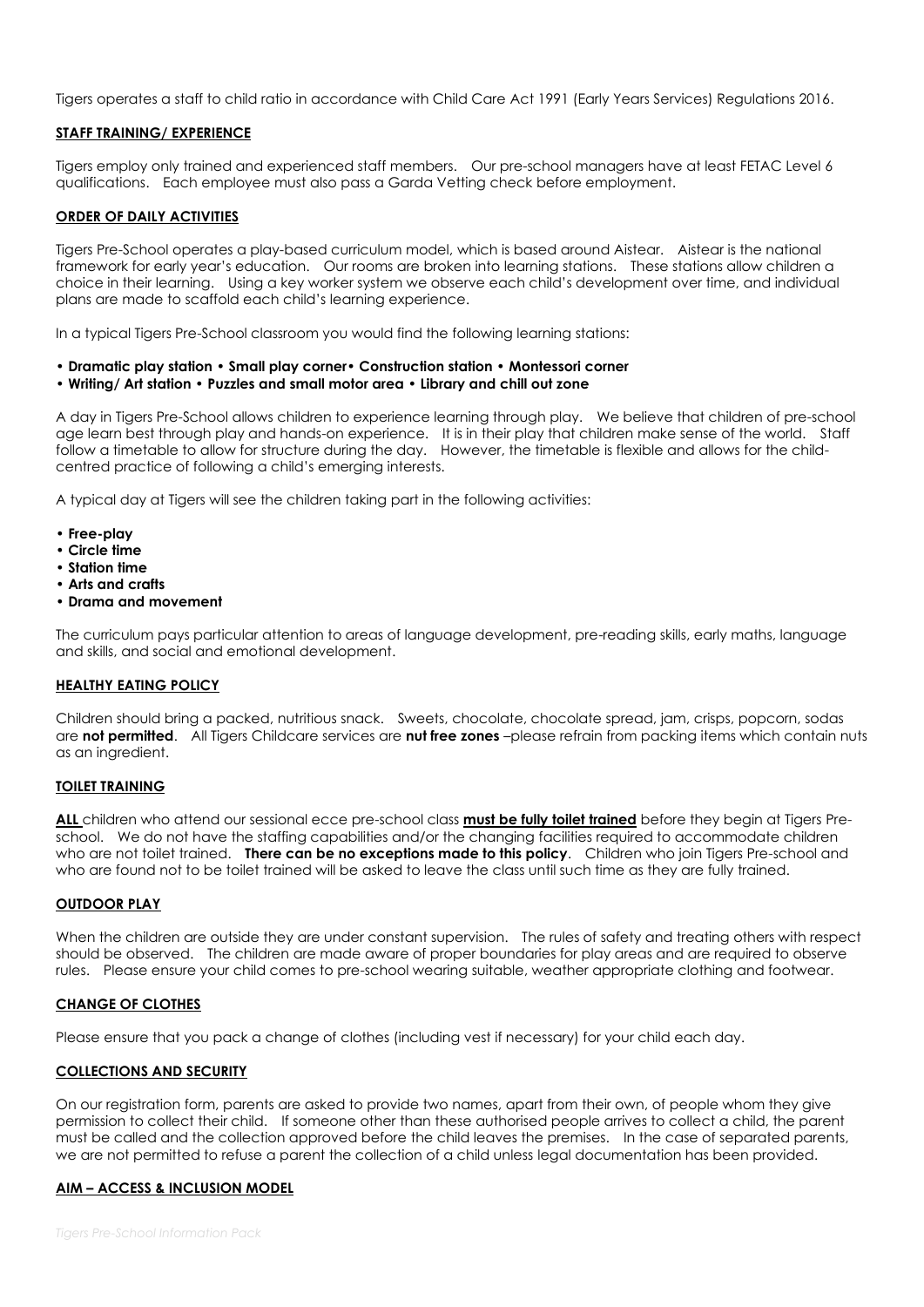Tigers operates a staff to child ratio in accordance with Child Care Act 1991 (Early Years Services) Regulations 2016.

## STAFF TRAINING/ EXPERIENCE

Tigers employ only trained and experienced staff members. Our pre-school managers have at least FETAC Level 6 qualifications. Each employee must also pass a Garda Vetting check before employment.

## ORDER OF DAILY ACTIVITIES

Tigers Pre-School operates a play-based curriculum model, which is based around Aistear. Aistear is the national framework for early year's education. Our rooms are broken into learning stations. These stations allow children a choice in their learning. Using a key worker system we observe each child's development over time, and individual plans are made to scaffold each child's learning experience.

In a typical Tigers Pre-School classroom you would find the following learning stations:

**• Dramatic play station • Small play corner• Construction station • Montessori corner**
**• Writing/ Art station • Puzzles and small motor area • Library and chill out zone**

A day in Tigers Pre-School allows children to experience learning through play. We believe that children of pre-school age learn best through play and hands-on experience. It is in their play that children make sense of the world. Staff follow a timetable to allow for structure during the day. However, the timetable is flexible and allows for the child-centred practice of following a child's emerging interests.

A typical day at Tigers will see the children taking part in the following activities:

- **Free-play**
- **Circle time**
- **Station time**
- **Arts and crafts**
- **Drama and movement**

The curriculum pays particular attention to areas of language development, pre-reading skills, early maths, language and skills, and social and emotional development.

## HEALTHY EATING POLICY

Children should bring a packed, nutritious snack. Sweets, chocolate, chocolate spread, jam, crisps, popcorn, sodas are **not permitted**. All Tigers Childcare services are **nut free zones** –please refrain from packing items which contain nuts as an ingredient.

## TOILET TRAINING

**ALL** children who attend our sessional ecce pre-school class **must be fully toilet trained** before they begin at Tigers Pre-school. We do not have the staffing capabilities and/or the changing facilities required to accommodate children who are not toilet trained. **There can be no exceptions made to this policy**. Children who join Tigers Pre-school and who are found not to be toilet trained will be asked to leave the class until such time as they are fully trained.

## OUTDOOR PLAY

When the children are outside they are under constant supervision. The rules of safety and treating others with respect should be observed. The children are made aware of proper boundaries for play areas and are required to observe rules. Please ensure your child comes to pre-school wearing suitable, weather appropriate clothing and footwear.

## CHANGE OF CLOTHES

Please ensure that you pack a change of clothes (including vest if necessary) for your child each day.

## COLLECTIONS AND SECURITY

On our registration form, parents are asked to provide two names, apart from their own, of people whom they give permission to collect their child. If someone other than these authorised people arrives to collect a child, the parent must be called and the collection approved before the child leaves the premises. In the case of separated parents, we are not permitted to refuse a parent the collection of a child unless legal documentation has been provided.

## AIM – ACCESS & INCLUSION MODEL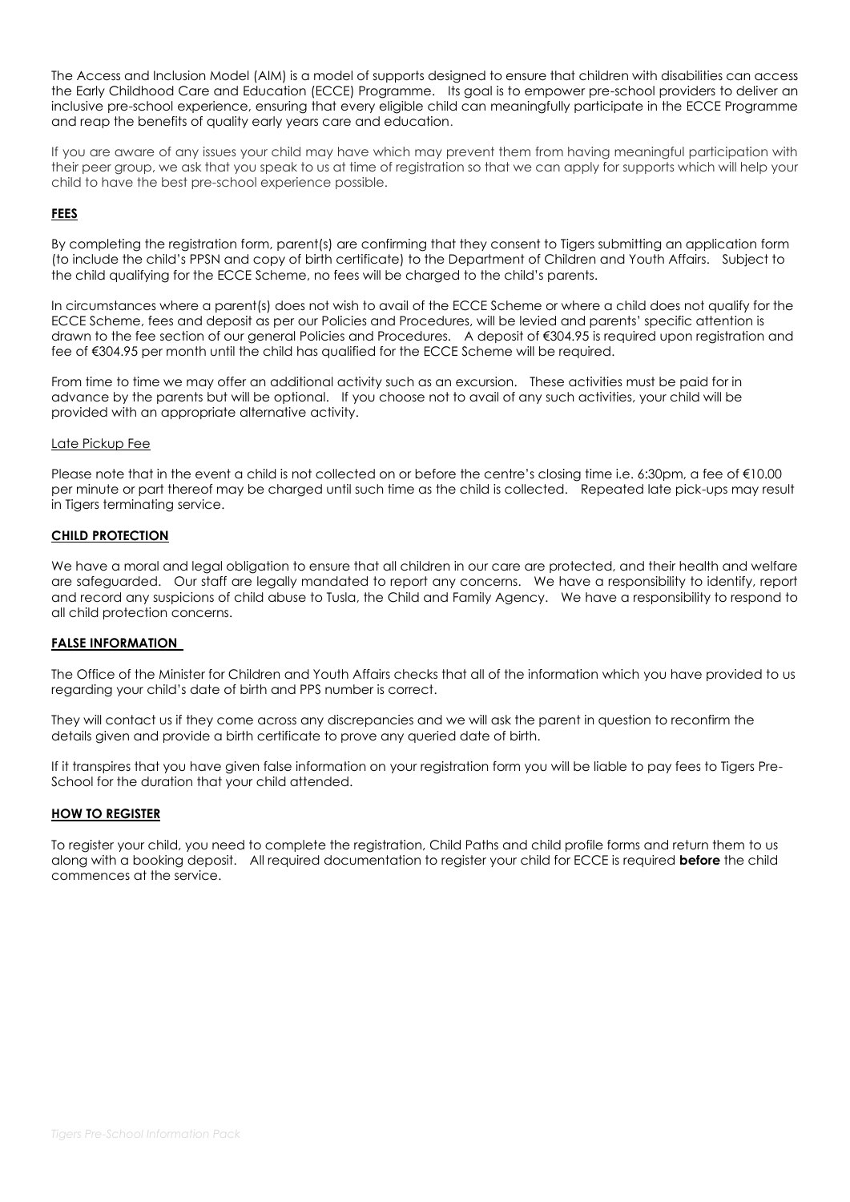The Access and Inclusion Model (AIM) is a model of supports designed to ensure that children with disabilities can access the Early Childhood Care and Education (ECCE) Programme. Its goal is to empower pre-school providers to deliver an inclusive pre-school experience, ensuring that every eligible child can meaningfully participate in the ECCE Programme and reap the benefits of quality early years care and education.

If you are aware of any issues your child may have which may prevent them from having meaningful participation with their peer group, we ask that you speak to us at time of registration so that we can apply for supports which will help your child to have the best pre-school experience possible.

## FEES

By completing the registration form, parent(s) are confirming that they consent to Tigers submitting an application form (to include the child's PPSN and copy of birth certificate) to the Department of Children and Youth Affairs. Subject to the child qualifying for the ECCE Scheme, no fees will be charged to the child's parents.

In circumstances where a parent(s) does not wish to avail of the ECCE Scheme or where a child does not qualify for the ECCE Scheme, fees and deposit as per our Policies and Procedures, will be levied and parents' specific attention is drawn to the fee section of our general Policies and Procedures. A deposit of €304.95 is required upon registration and fee of €304.95 per month until the child has qualified for the ECCE Scheme will be required.

From time to time we may offer an additional activity such as an excursion. These activities must be paid for in advance by the parents but will be optional. If you choose not to avail of any such activities, your child will be provided with an appropriate alternative activity.

### Late Pickup Fee

Please note that in the event a child is not collected on or before the centre's closing time i.e. 6:30pm, a fee of €10.00 per minute or part thereof may be charged until such time as the child is collected. Repeated late pick-ups may result in Tigers terminating service.

## CHILD PROTECTION

We have a moral and legal obligation to ensure that all children in our care are protected, and their health and welfare are safeguarded. Our staff are legally mandated to report any concerns. We have a responsibility to identify, report and record any suspicions of child abuse to Tusla, the Child and Family Agency. We have a responsibility to respond to all child protection concerns.

## FALSE INFORMATION

The Office of the Minister for Children and Youth Affairs checks that all of the information which you have provided to us regarding your child's date of birth and PPS number is correct.

They will contact us if they come across any discrepancies and we will ask the parent in question to reconfirm the details given and provide a birth certificate to prove any queried date of birth.

If it transpires that you have given false information on your registration form you will be liable to pay fees to Tigers Pre-School for the duration that your child attended.

## HOW TO REGISTER

To register your child, you need to complete the registration, Child Paths and child profile forms and return them to us along with a booking deposit. All required documentation to register your child for ECCE is required **before** the child commences at the service.